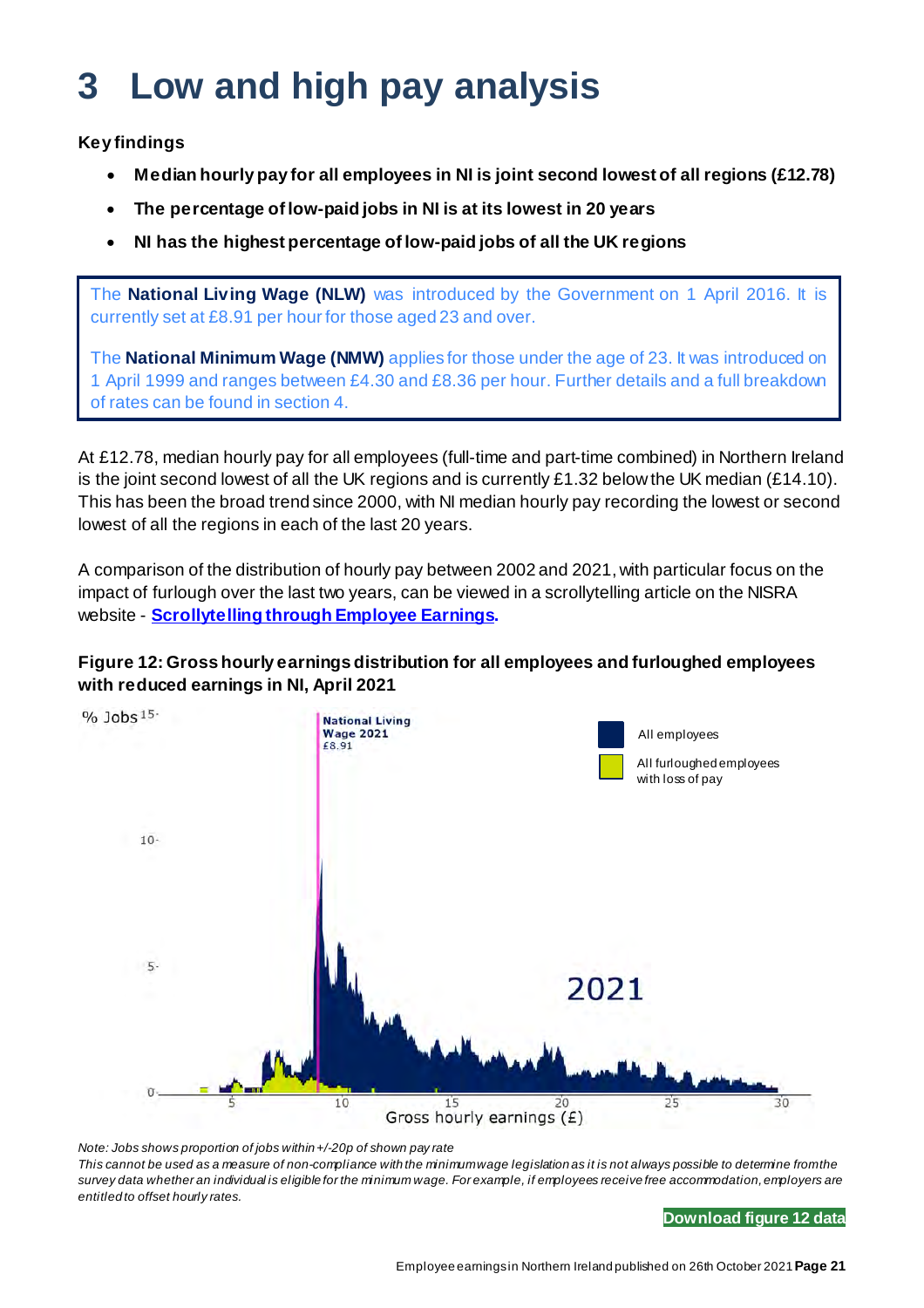# 3 Low and high pay analysis

**Key findings**

- **Median hourly pay for all employees in NI is joint second lowest of all regions (£12.78)**
- **The percentage of low-paid jobs in NI is at its lowest in 20 years**
- **NI has the highest percentage of low-paid jobs of all the UK regions**

The **National Living Wage (NLW)** was introduced by the Government on 1 April 2016. It is currently set at £8.91 per hour for those aged 23 and over.

The **National Minimum Wage (NMW)** applies for those under the age of 23. It was introduced on 1 April 1999 and ranges between £4.30 and £8.36 per hour. Further details and a full breakdown of rates can be found in section 4.

At £12.78, median hourly pay for all employees (full-time and part-time combined) in Northern Ireland is the joint second lowest of all the UK regions and is currently £1.32 below the UK median (£14.10). This has been the broad trend since 2000, with NI median hourly pay recording the lowest or second lowest of all the regions in each of the last 20 years.

A comparison of the distribution of hourly pay between 2002 and 2021, with particular focus on the impact of furlough over the last two years, can be viewed in a scrollytelling article on the NISRA website - **Scrollytelling through Employee Earnings**.

**Figure 12: Gross hourly earnings distribution for all employees and furloughed employees with reduced earnings in NI, April 2021**

*Note: Jobs shows proportion of jobs within +/-20p of shown pay rate*
*This cannot be used as a measure of non-compliance with the minimum wage legislation as it is not always possible to determine from the survey data whether an individual is eligible for the minimum wage. For example, if employees receive free accommodation, employers are entitled to offset hourly rates.*

**Download figure 12 data**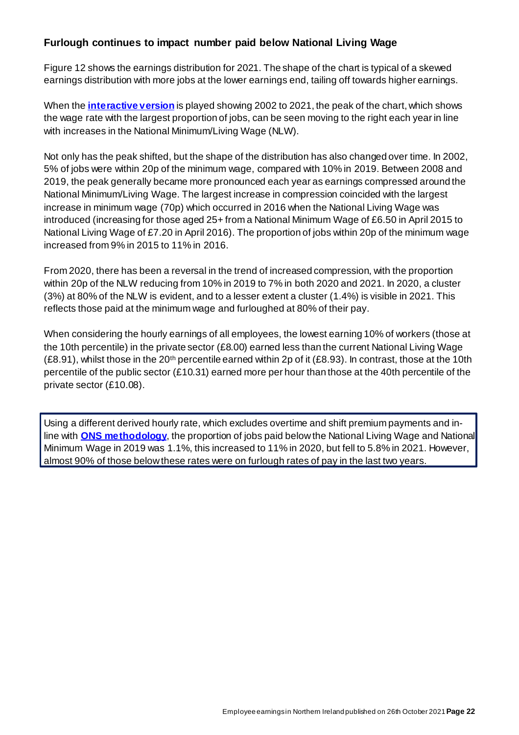### Furlough continues to impact number paid below National Living Wage

Figure 12 shows the earnings distribution for 2021. The shape of the chart is typical of a skewed earnings distribution with more jobs at the lower earnings end, tailing off towards higher earnings.

When the **interactive version** is played showing 2002 to 2021, the peak of the chart, which shows the wage rate with the largest proportion of jobs, can be seen moving to the right each year in line with increases in the National Minimum/Living Wage (NLW).

Not only has the peak shifted, but the shape of the distribution has also changed over time. In 2002, 5% of jobs were within 20p of the minimum wage, compared with 10% in 2019. Between 2008 and 2019, the peak generally became more pronounced each year as earnings compressed around the National Minimum/Living Wage. The largest increase in compression coincided with the largest increase in minimum wage (70p) which occurred in 2016 when the National Living Wage was introduced (increasing for those aged 25+ from a National Minimum Wage of £6.50 in April 2015 to National Living Wage of £7.20 in April 2016). The proportion of jobs within 20p of the minimum wage increased from 9% in 2015 to 11% in 2016.

From 2020, there has been a reversal in the trend of increased compression, with the proportion within 20p of the NLW reducing from 10% in 2019 to 7% in both 2020 and 2021. In 2020, a cluster (3%) at 80% of the NLW is evident, and to a lesser extent a cluster (1.4%) is visible in 2021. This reflects those paid at the minimum wage and furloughed at 80% of their pay.

When considering the hourly earnings of all employees, the lowest earning 10% of workers (those at the 10th percentile) in the private sector (£8.00) earned less than the current National Living Wage (£8.91), whilst those in the 20th percentile earned within 2p of it (£8.93). In contrast, those at the 10th percentile of the public sector (£10.31) earned more per hour than those at the 40th percentile of the private sector (£10.08).

Using a different derived hourly rate, which excludes overtime and shift premium payments and in-line with **ONS methodology**, the proportion of jobs paid below the National Living Wage and National Minimum Wage in 2019 was 1.1%, this increased to 11% in 2020, but fell to 5.8% in 2021. However, almost 90% of those below these rates were on furlough rates of pay in the last two years.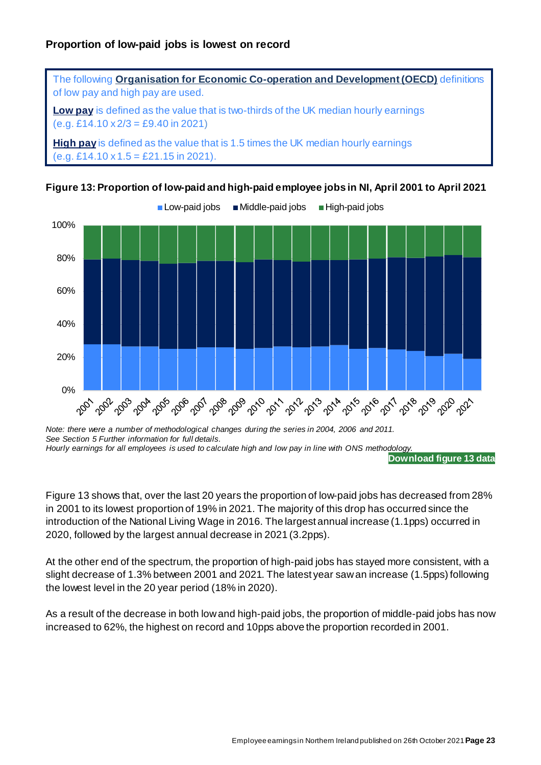### Proportion of low-paid jobs is lowest on record

> The following **Organisation for Economic Co-operation and Development (OECD)** definitions of low pay and high pay are used.
>
> **Low pay** is defined as the value that is two-thirds of the UK median hourly earnings (e.g. £14.10 x 2/3 = £9.40 in 2021)
>
> **High pay** is defined as the value that is 1.5 times the UK median hourly earnings (e.g. £14.10 x 1.5 = £21.15 in 2021).

**Figure 13: Proportion of low-paid and high-paid employee jobs in NI, April 2001 to April 2021**

*Note: there were a number of methodological changes during the series in 2004, 2006 and 2011. See Section 5 Further information for full details.*
*Hourly earnings for all employees is used to calculate high and low pay in line with ONS methodology.*

**Download figure 13 data**

Figure 13 shows that, over the last 20 years the proportion of low-paid jobs has decreased from 28% in 2001 to its lowest proportion of 19% in 2021. The majority of this drop has occurred since the introduction of the National Living Wage in 2016. The largest annual increase (1.1pps) occurred in 2020, followed by the largest annual decrease in 2021 (3.2pps).

At the other end of the spectrum, the proportion of high-paid jobs has stayed more consistent, with a slight decrease of 1.3% between 2001 and 2021. The latest year saw an increase (1.5pps) following the lowest level in the 20 year period (18% in 2020).

As a result of the decrease in both low and high-paid jobs, the proportion of middle-paid jobs has now increased to 62%, the highest on record and 10pps above the proportion recorded in 2001.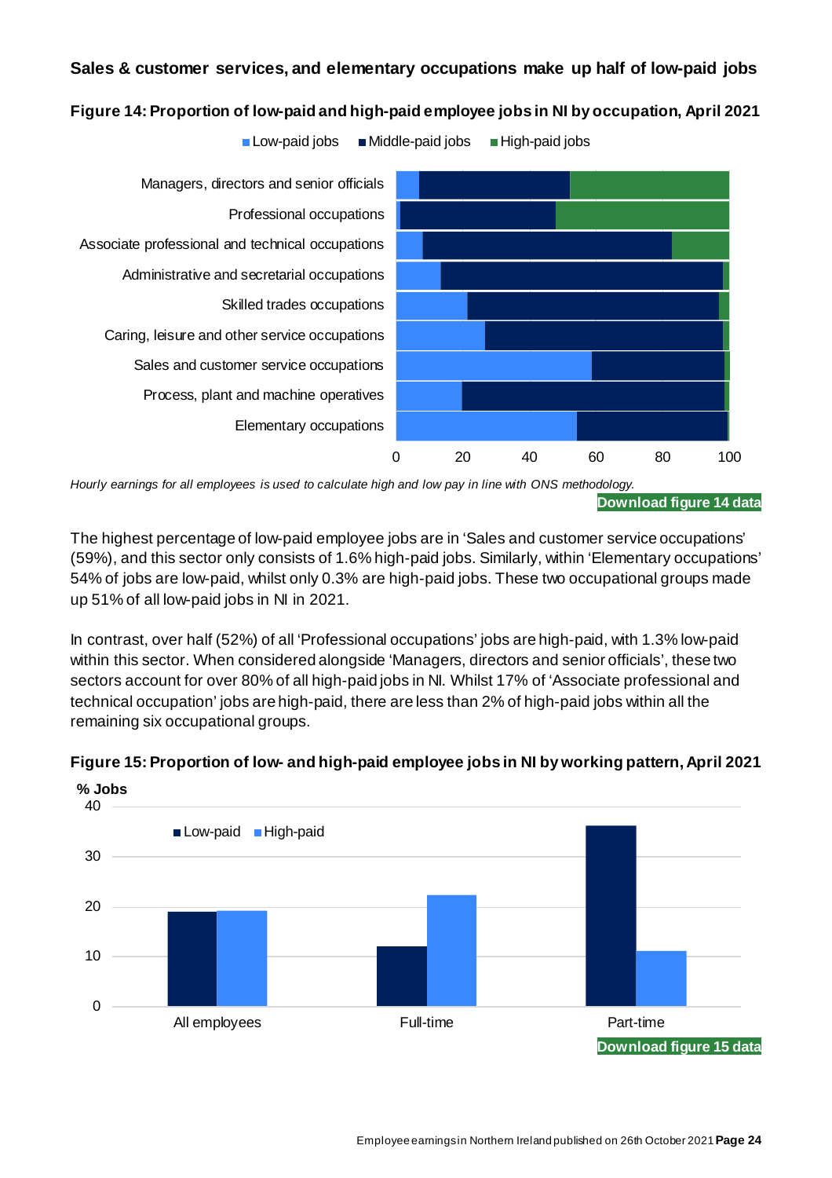## Sales & customer services, and elementary occupations make up half of low-paid jobs

**Figure 14: Proportion of low-paid and high-paid employee jobs in NI by occupation, April 2021**

*Hourly earnings for all employees is used to calculate high and low pay in line with ONS methodology.*

Download figure 14 data

The highest percentage of low-paid employee jobs are in 'Sales and customer service occupations' (59%), and this sector only consists of 1.6% high-paid jobs. Similarly, within 'Elementary occupations' 54% of jobs are low-paid, whilst only 0.3% are high-paid jobs. These two occupational groups made up 51% of all low-paid jobs in NI in 2021.

In contrast, over half (52%) of all 'Professional occupations' jobs are high-paid, with 1.3% low-paid within this sector. When considered alongside 'Managers, directors and senior officials', these two sectors account for over 80% of all high-paid jobs in NI. Whilst 17% of 'Associate professional and technical occupation' jobs are high-paid, there are less than 2% of high-paid jobs within all the remaining six occupational groups.

**Figure 15: Proportion of low- and high-paid employee jobs in NI by working pattern, April 2021**

Download figure 15 data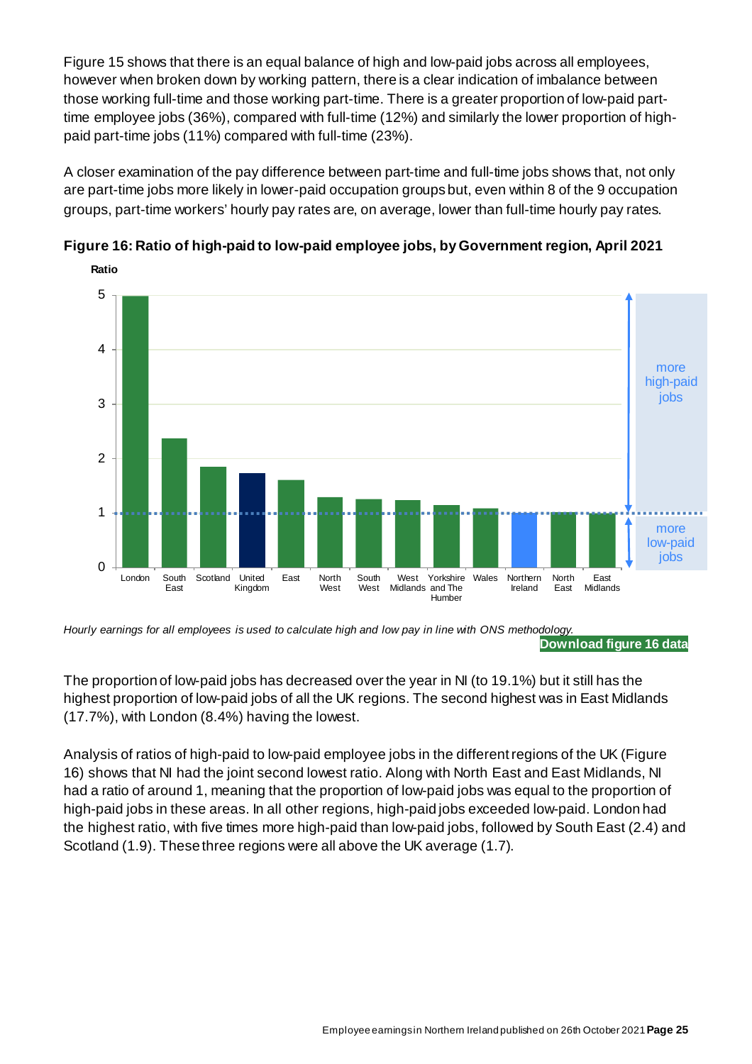Figure 15 shows that there is an equal balance of high and low-paid jobs across all employees, however when broken down by working pattern, there is a clear indication of imbalance between those working full-time and those working part-time. There is a greater proportion of low-paid part-time employee jobs (36%), compared with full-time (12%) and similarly the lower proportion of high-paid part-time jobs (11%) compared with full-time (23%).

A closer examination of the pay difference between part-time and full-time jobs shows that, not only are part-time jobs more likely in lower-paid occupation groups but, even within 8 of the 9 occupation groups, part-time workers' hourly pay rates are, on average, lower than full-time hourly pay rates.

**Figure 16: Ratio of high-paid to low-paid employee jobs, by Government region, April 2021**

Ratio

5
4
3
2
1
0

London
South East
Scotland
United Kingdom
East
North West
South West
West Midlands
Yorkshire and The Humber
Wales
Northern Ireland
North East
East Midlands

more high-paid jobs

more low-paid jobs

*Hourly earnings for all employees is used to calculate high and low pay in line with ONS methodology.*

**Download figure 16 data**

The proportion of low-paid jobs has decreased over the year in NI (to 19.1%) but it still has the highest proportion of low-paid jobs of all the UK regions. The second highest was in East Midlands (17.7%), with London (8.4%) having the lowest.

Analysis of ratios of high-paid to low-paid employee jobs in the different regions of the UK (Figure 16) shows that NI had the joint second lowest ratio. Along with North East and East Midlands, NI had a ratio of around 1, meaning that the proportion of low-paid jobs was equal to the proportion of high-paid jobs in these areas. In all other regions, high-paid jobs exceeded low-paid. London had the highest ratio, with five times more high-paid than low-paid jobs, followed by South East (2.4) and Scotland (1.9). These three regions were all above the UK average (1.7).